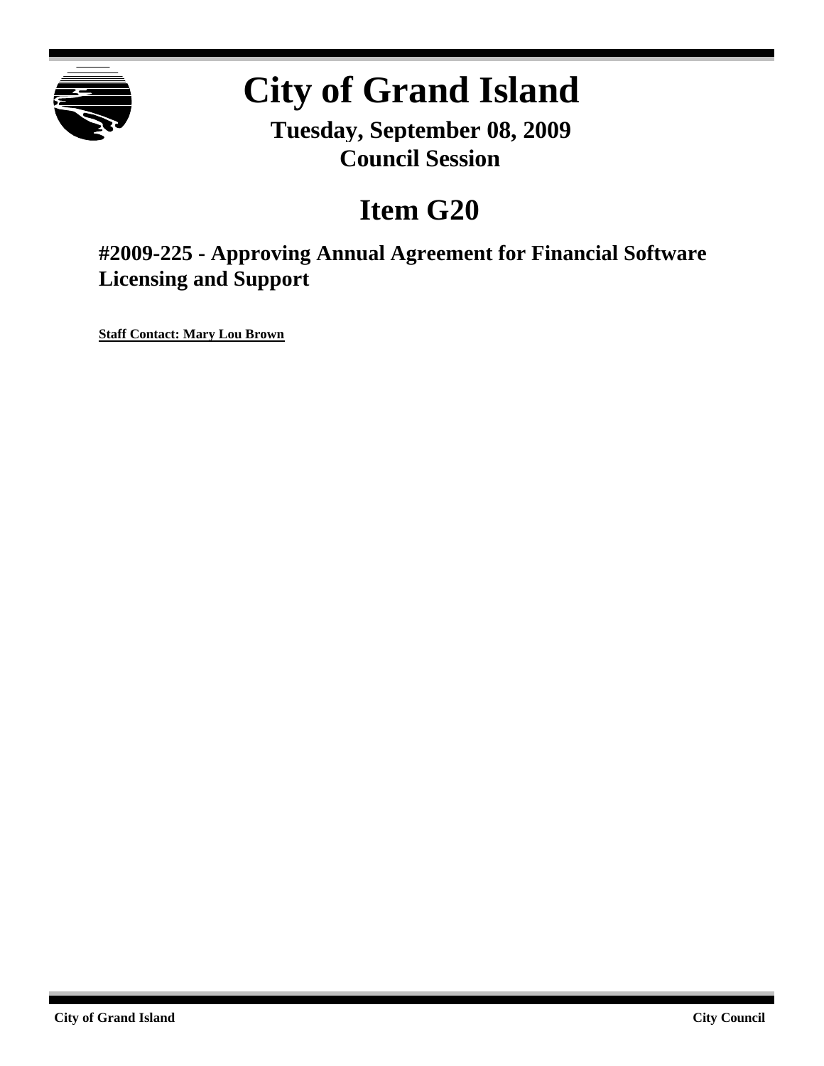# City of Grand Island

## Tuesday, September 08, 2009
## Council Session

# Item G20

## #2009-225 - Approving Annual Agreement for Financial Software Licensing and Support

**Staff Contact: Mary Lou Brown**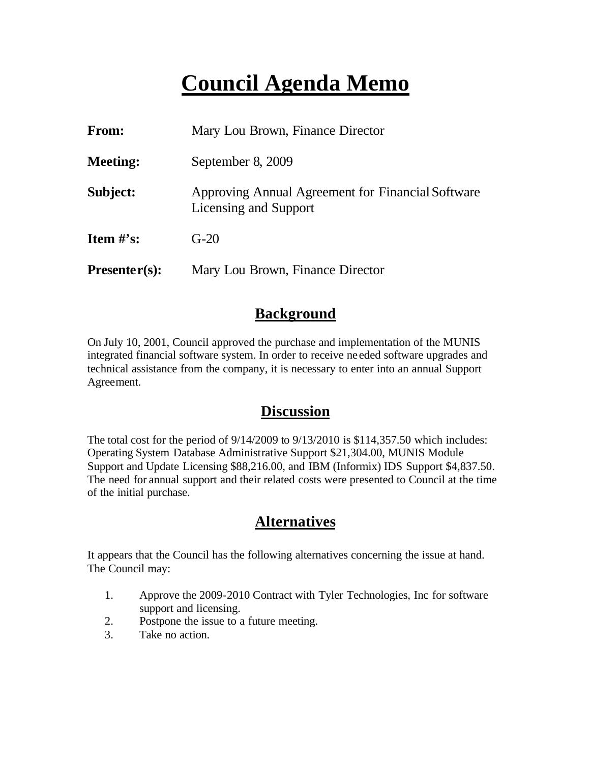# Council Agenda Memo

**From:** Mary Lou Brown, Finance Director

**Meeting:** September 8, 2009

**Subject:** Approving Annual Agreement for Financial Software Licensing and Support

**Item #'s:** G-20

**Presenter(s):** Mary Lou Brown, Finance Director

## Background

On July 10, 2001, Council approved the purchase and implementation of the MUNIS integrated financial software system. In order to receive needed software upgrades and technical assistance from the company, it is necessary to enter into an annual Support Agreement.

## Discussion

The total cost for the period of 9/14/2009 to 9/13/2010 is $114,357.50 which includes: Operating System Database Administrative Support $21,304.00, MUNIS Module Support and Update Licensing $88,216.00, and IBM (Informix) IDS Support $4,837.50. The need for annual support and their related costs were presented to Council at the time of the initial purchase.

## Alternatives

It appears that the Council has the following alternatives concerning the issue at hand. The Council may:

1. Approve the 2009-2010 Contract with Tyler Technologies, Inc for software support and licensing.
2. Postpone the issue to a future meeting.
3. Take no action.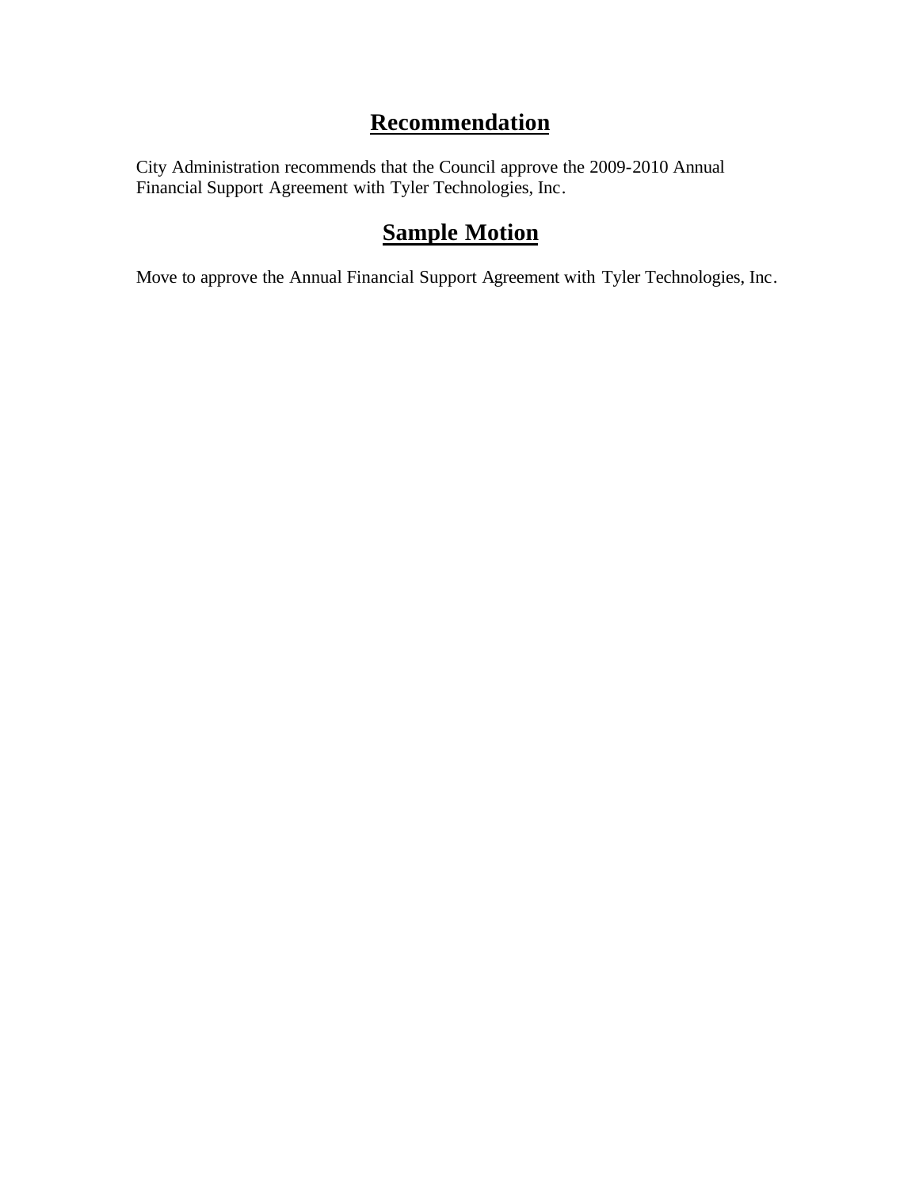## **Recommendation**

City Administration recommends that the Council approve the 2009-2010 Annual Financial Support Agreement with Tyler Technologies, Inc.

## **Sample Motion**

Move to approve the Annual Financial Support Agreement with Tyler Technologies, Inc.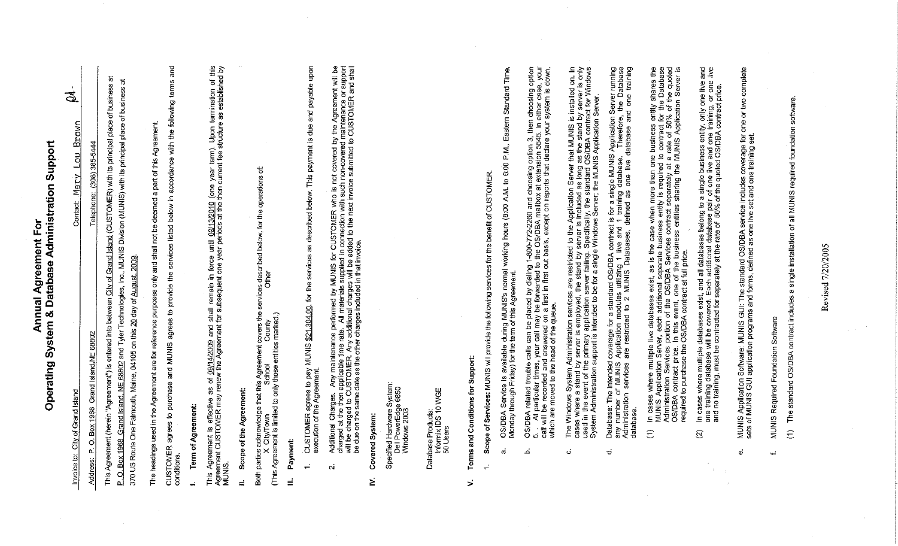# Annual Agreement For
# Operating System & Database Administration Support

Invoice to: City of Grand Island &nbsp;&nbsp;&nbsp;&nbsp;&nbsp;&nbsp;&nbsp;&nbsp; Contact: Mary Lou Brown

Address: P. O. Box 1968 Grand Island,NE 68802 &nbsp;&nbsp;&nbsp;&nbsp;&nbsp;&nbsp;&nbsp;&nbsp; Telephone: (308) 385-5444

This Agreement (herein "Agreement") is entered into between City of Grand Island (CUSTOMER) with its principal place of business at P.O. Box 1968 Grand Island, NE 68802 and Tyler Technologies, Inc., MUNIS Division (MUNIS) with its principal place of business at 370 US Route One Falmouth, Maine, 04105 on this 20 day of August, 2009.

The headings used in the Agreement are for reference purposes only and shall not be deemed a part of this Agreement.

CUSTOMER agrees to purchase and MUNIS agrees to provide the services listed below in accordance with the following terms and conditions.

## I. Term of Agreement:

This Agreement is effective as of 09/14/2009 and shall remain in force until 09/13/2010 (one year term). Upon termination of this Agreement CUSTOMER may renew the Agreement for subsequent one year periods at the then current fee structure as established by MUNIS.

## II. Scope of the Agreement:

Both parties acknowledge that this Agreement covers the services described below, for the operations of:

X City/Town &nbsp;&nbsp;&nbsp; School &nbsp;&nbsp;&nbsp; County &nbsp;&nbsp;&nbsp; Other

(This Agreement is limited to only those entities marked.)

## III. Payment:

1. CUSTOMER agrees to pay MUNIS $21,304.00, for the services as described below. This payment is due and payable upon execution of the Agreement.
2. Additional Charges. Any maintenance performed by MUNIS for CUSTOMER who is not covered by the Agreement will be charged at the then applicable time rate. All materials supplied in connection with such non-covered maintenance or support will be charged to CUSTOMER. Any additional charges will be added to the next invoice submitted to CUSTOMER and shall be due on the same date as the other charges included in that invoice.

## IV. Covered System:

Specified Hardware System:
Dell PowerEdge 6850
Windows 2003

Database Products:
Informix IDS 10 WGE
50 Users

## V. Terms and Conditions for Support:

1. **Scope of Services:** MUNIS will provide the following services for the benefit of CUSTOMER.

   a. OS/DBA Service is available during MUNIS's normal working hours (8:00 A.M. to 6:00 P.M., Eastern Standard Time, Monday through Friday) for the term of this Agreement.

   b. OS/DBA related trouble calls can be placed by dialing 1-800-772-2260 and choosing option 3, then choosing option 5. At particular times, your call may be forwarded to the OS/DBA mailbox at extension 5545. In either case, your call will be recorded and answered on a first in first out basis, except on reports that declare your system is down, which are moved to the head of the queue.

   c. The Windows System Administration services are restricted to the Application Server that MUNIS is installed on. In cases where a stand by server is employed, the stand by server is included as long as the stand by server is only used in the event of the primary application server failing. Specifically, the standard OS/DBA contract for Windows System Administration support is intended to be for a single Windows Server, the MUNIS Application Server.

   d. Database: The intended coverage for a standard OS/DBA contract is for a single MUNIS Application Server running any number of MUNIS Application modules utilizing 1 live and 1 training database. Therefore, the Database Administration services are restricted to 2 MUNIS Databases, defined as one live database and one training database.

      (1) In cases where multiple live databases exist, as is the case when more than one business entity shares the MUNIS Application Server, each additional separate business entity is required to contract for the Database Administration Services portion of the OS/DBA Services contract separately at a rate of 50% of the quoted OS/DBA contract price. In this event, one of the business entities sharing the MUNIS Application Server is required to purchase the OS/DBA contract at full price.

      (2) In cases where multiple databases exist, and all databases belong to a single business entity, only one live and one training database will be covered. Each additional database pair of one live and one training, or one live and no training, must be contracted for separately at the rate of 50% of the quoted OS/DBA contract price.

   e. MUNIS Application Software: MUNIS GUI: The standard OS/DBA service includes coverage for one or two complete sets of MUNIS GUI application programs and forms, defined as one live set and one training set.

   f. MUNIS Required Foundation Software

      (1) The standard OS/DBA contract includes a single installation of all MUNIS required foundation software.

Revised 7/20/2005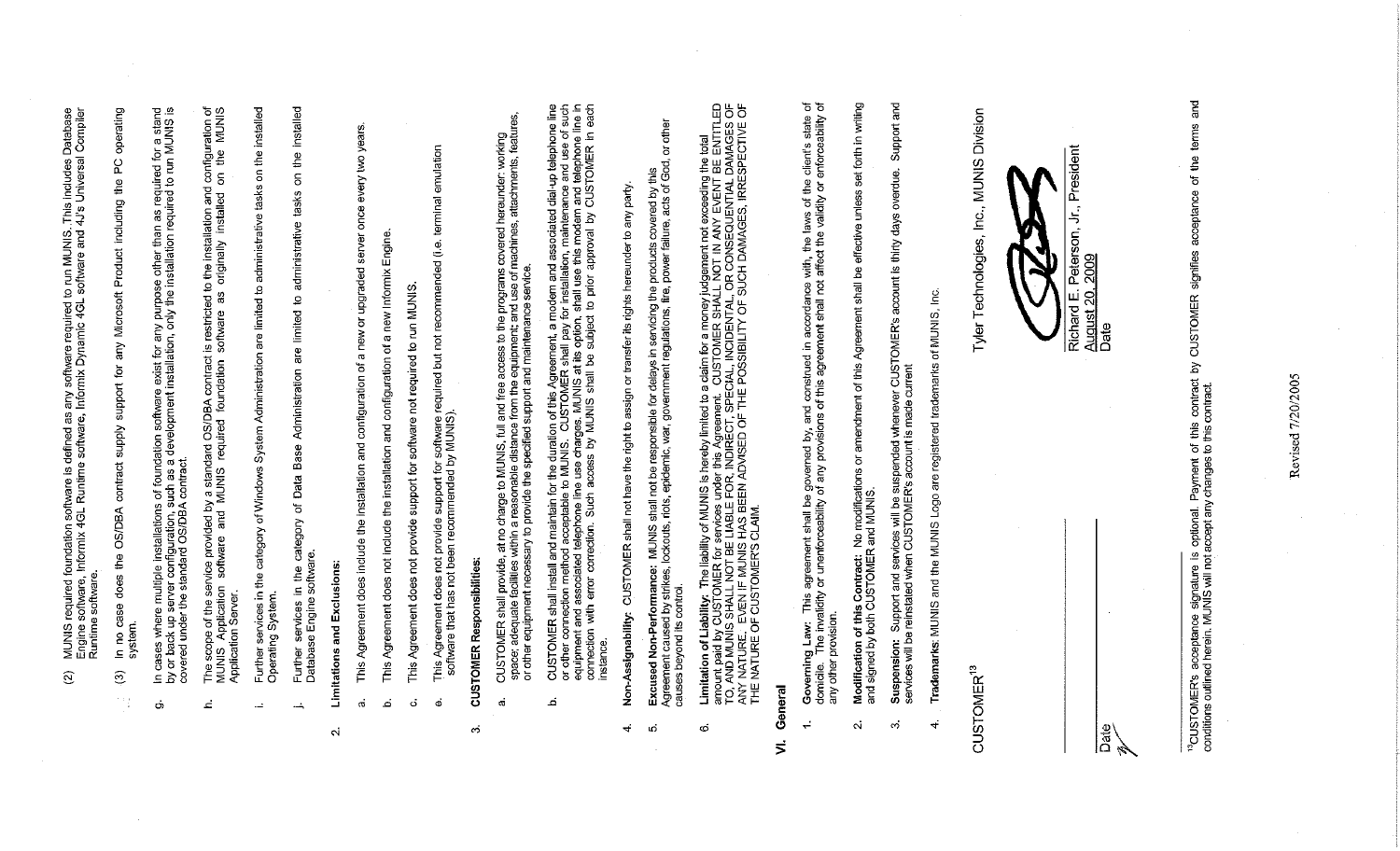(2) MUNIS required foundation software is defined as any software required to run MUNIS. This includes Database Engine software, Informix 4GL Runtime software, Informix Dynamic 4GL software and 4J's Universal Compiler Runtime software.

(3) In no case does the OS/DBA contract supply support for any Microsoft Product including the PC operating system.

g. In cases where multiple installations of foundation software exist for any purpose other than as required for a stand by or back up server configuration, such as a development installation, only the installation required to run MUNIS is covered under the standard OS/DBA contract.

h. The scope of the service provided by a standard OS/DBA contract is restricted to the installation and configuration of MUNIS Application software and MUNIS required foundation software as originally installed on the MUNIS Application Server.

i. Further services in the category of Windows System Administration are limited to administrative tasks on the installed Operating System.

j. Further services in the category of Data Base Administration are limited to administrative tasks on the installed Database Engine software.

2. **Limitations and Exclusions:**

a. This Agreement does include the installation and configuration of a new or upgraded server once every two years.

b. This Agreement does not include the installation and configuration of a new Informix Engine.

c. This Agreement does not provide support for software not required to run MUNIS.

e. This Agreement does not provide support for software required but not recommended (i.e. terminal emulation software that has not been recommended by MUNIS).

3. **CUSTOMER Responsibilities:**

a. CUSTOMER shall provide, at no charge to MUNIS, full and free access to the programs covered hereunder: working space; adequate facilities within a reasonable distance from the equipment; and use of machines, attachments, features, or other equipment necessary to provide the specified support and maintenance service.

b. CUSTOMER shall install and maintain for the duration of this Agreement, a modem and associated dial-up telephone line or other connection method acceptable to MUNIS. CUSTOMER shall pay for installation, maintenance and use of such equipment and associated telephone line use charges. MUNIS at its option, shall use this modem and telephone line in connection with error correction. Such access by MUNIS shall be subject to prior approval by CUSTOMER in each instance.

4. **Non-Assignability:** CUSTOMER shall not have the right to assign or transfer its rights hereunder to any party.

5. **Excused Non-Performance:** MUNIS shall not be responsible for delays in servicing the products covered by this Agreement caused by strikes, lockouts, riots, epidemic, war, government regulations, fire, power failure, acts of God, or other causes beyond its control.

6. **Limitation of Liability:** The liability of MUNIS is hereby limited to a claim for a money judgement not exceeding the total amount paid by CUSTOMER for services under this Agreement. CUSTOMER SHALL NOT IN ANY EVENT BE ENTITLED TO, AND MUNIS SHALL NOT BE LIABLE FOR, INDIRECT, SPECIAL, INCIDENTAL, OR CONSEQUENTIAL DAMAGES OF ANY NATURE., EVEN IF MUNIS HAS BEEN ADVISED OF THE POSSIBILITY OF SUCH DAMAGES, IRRESPECTIVE OF THE NATURE OF CUSTOMER'S CLAIM.

## VI. General

1. **Governing Law:** This agreement shall be governed by, and construed in accordance with, the laws of the client's state of domicile. The invalidity or unenforceability of any provisions of this agreement shall not affect the validity or enforceability of any other provision.

2. **Modification of this Contract:** No modifications or amendment of this Agreement shall be effective unless set forth in writing and signed by both CUSTOMER and MUNIS.

3. **Suspension:** Support and services will be suspended whenever CUSTOMER's account is thirty days overdue. Support and services will be reinstated when CUSTOMER's account is made current

4. **Trademarks:** MUNIS and the MUNIS Logo are registered trademarks of MUNIS, Inc.

CUSTOMER[13]

Date

Tyler Technologies, Inc., MUNIS Division

Richard E. Peterson, Jr., President
August 20, 2009
Date

Revised 7/20/2005

[13]CUSTOMER's acceptance signature is optional. Payment of this contract by CUSTOMER signifies acceptance of the terms and conditions outlined herein. MUNIS will not accept any changes to this contract.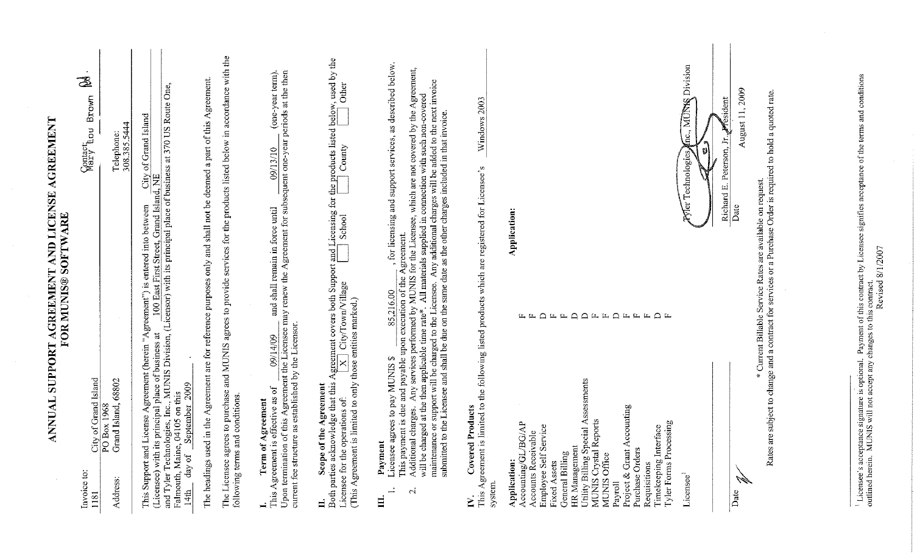# ANNUAL SUPPORT AGREEMENT AND LICENSE AGREEMENT
## FOR MUNIS® SOFTWARE

Invoice to: 1181 City of Grand Island

Contact: Mary Lou Brown

Address: PO Box 1968
Grand Island, 68802

Telephone: 308.385.5444

This Support and License Agreement (herein "Agreement") is entered into between City of Grand Island (Licensee) with its principal place of business at 100 East First Street, Grand Island, NE and Tyler Technologies, Inc., MUNIS Division, (Licensor) with its principal place of business at 370 US Route One, Falmouth, Maine, 04105 on this 14th day of September 2009.

The headings used in the Agreement are for reference purposes only and shall not be deemed a part of this Agreement.

The Licensee agrees to purchase and MUNIS agrees to provide services for the products listed below in accordance with the following terms and conditions.

**I. Term of Agreement**

This Agreement is effective as of 09/14/09 and shall remain in force until 09/13/10 (one-year term). Upon termination of this Agreement the Licensee may renew the Agreement for subsequent one-year periods at the then current fee structure as established by the Licensor.

**II. Scope of the Agreement**

Both parties acknowledge that this Agreement covers both Support and Licensing for the products listed below, used by the Licensee for the operations of: [X] City/Town/Village [ ] School [ ] County [ ] Other
(This Agreement is limited to only those entities marked.)

**III. Payment**

1. Licensee agrees to pay MUNIS $ 85,216.00, for licensing and support services, as described below. This payment is due and payable upon execution of the Agreement.
2. Additional charges. Any services performed by MUNIS for the Licensee, which are not covered by the Agreement, will be charged at the then applicable time rate*. All materials supplied in connection with such non-covered maintenance or support will be charged to the Licensee. Any additional charges will be added to the next invoice submitted to the Licensee and shall be due on the same date as the other charges included in that invoice.

**IV. Covered Products**

This Agreement is limited to the following listed products which are registered for Licensee's Windows 2003 system.

| Application: | | Application: |
|---|---|---|
| Accounting/GL/BG/AP | F | |
| Accounts Receivable | F | |
| Employee Self Service | D | |
| Fixed Assets | F | |
| General Billing | F | |
| HR Management | D | |
| Utility Billing Special Assessments | D | |
| MUNIS Crystal Reports | F | |
| MUNIS Office | F | |
| Payroll | D | |
| Project & Grant Accounting | F | |
| Purchase Orders | F | |
| Requisitions | F | |
| Timekeeping Interface | D | |
| Tyler Forms Processing | F | |

Licensee[1] ______________________ Tyler Technologies, Inc., MUNIS Division

Richard E. Peterson, Jr., President

Date ______________________ Date August 11, 2009

\* Current Billable Service Rates are available on request.
Rates are subject to change and a contract for services or a Purchase Order is required to hold a quoted rate.

Revised 8/1/2007

[1] Licensee's acceptance signature is optional. Payment of this contract by Licensee signifies acceptance of the terms and conditions outlined herein. MUNIS will not accept any changes to this contract.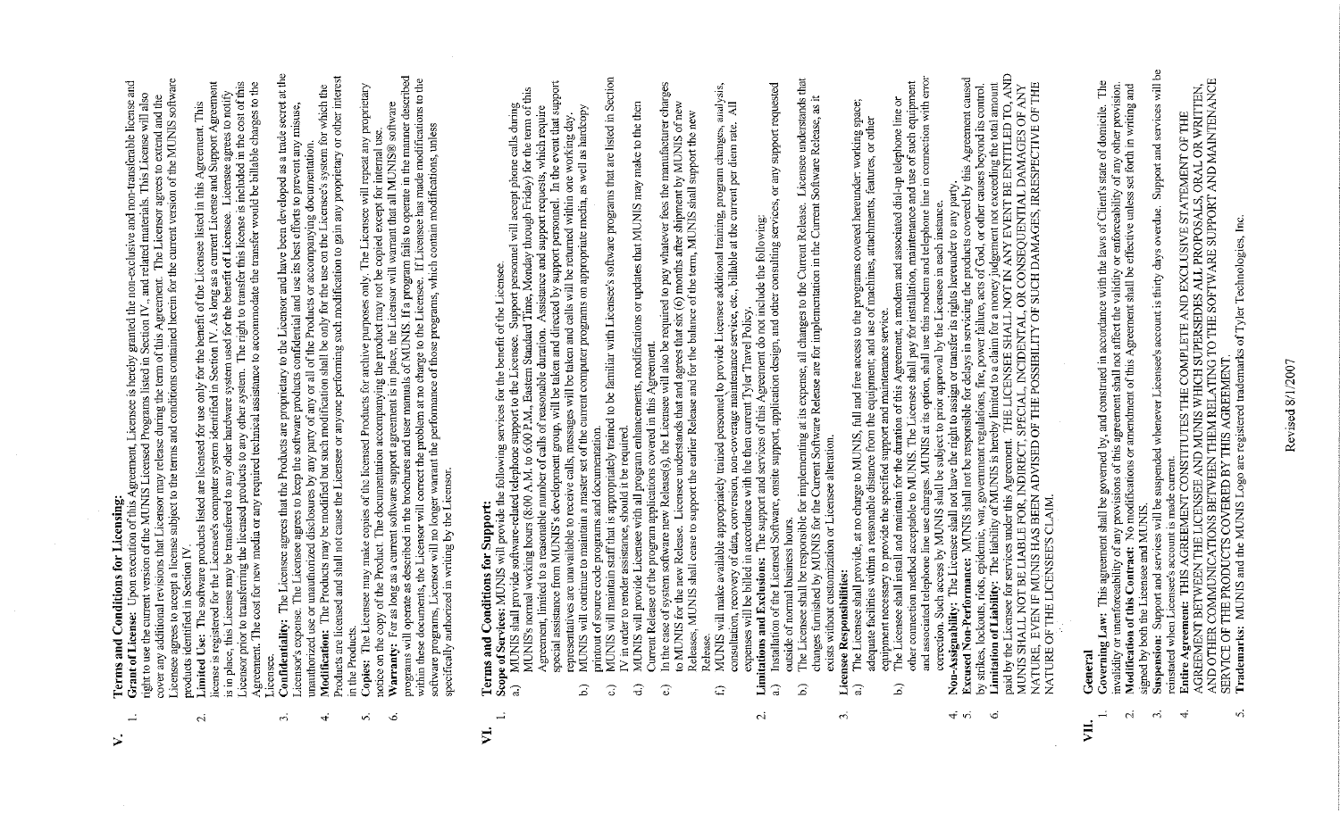## V. Terms and Conditions for Licensing:

1. **Grant of License:** Upon execution of this Agreement, Licensee is hereby granted the non-exclusive and non-transferable license and right to use the current version of the MUNIS Licensed Programs listed in Section IV. and related materials. This License will also cover any additional revisions that Licensor may release during the term of this Agreement. The Licensor agrees to extend and the Licensee agrees to accept a license subject to the terms and conditions contained herein for the current version of the MUNIS software products identified in Section IV.
2. **Limited Use:** The software products listed are licensed for use only for the benefit of the Licensee listed in this Agreement. This license is registered for the Licensee's computer system identified in Section IV. As long as a current License and Support Agreement is in place, this License may be transferred to any other hardware system used for the benefit of Licensee. Licensee agrees to notify Licensor prior to transferring the licensed products to any other system. The right to transfer this license is included in the cost of this Agreement. The cost for new media or any required technical assistance to accommodate the transfer would be billable charges to the Licensee.
3. **Confidentiality:** The Licensee agrees that the Products are proprietary to the Licensor and have been developed as a trade secret at the Licensor's expense. The Licensee agrees to keep the software products confidential and use its best efforts to prevent any misuse, unauthorized use or unauthorized disclosures by any party of any or all of the Products or accompanying documentation.
4. **Modification:** The Products may be modified but such modification shall be only for the use on the Licensee's system for which the Products are licensed and shall not cause the Licensee or anyone performing such modification to gain any proprietary or other interest in the Products.
5. **Copies:** The Licensee may make copies of the licensed Products for archive purposes only. The Licensee will repeat any proprietary notice on the copy of the Product. The documentation accompanying the product may not be copied except for internal use.
6. **Warranty:** For as long as a current software support agreement is in place, the Licensor will warrant that all MUNIS® software programs will operate as described in the brochures and user manuals of MUNIS. If a program fails to operate in the manner described within these documents, the Licensor will correct the problem at no charge to the Licensee. If Licensee has made modifications to the software programs, Licensor will no longer warrant the performance of those programs, which contain modifications, unless specifically authorized in writing by the Licensor.

## VI. Terms and Conditions for Support:

1. **Scope of Services:** MUNIS will provide the following services for the benefit of the Licensee.
   a.) MUNIS shall provide software-related telephone support to the Licensee. Support personnel will accept phone calls during MUNIS's normal working hours (8:00 A.M. to 6:00 P.M., Eastern Standard Time, Monday through Friday) for the term of this Agreement, limited to a reasonable number of calls of reasonable duration. Assistance and support requests, which require special assistance from MUNIS' development group, will be taken and directed by support personnel. In the event that support representatives are unavailable to receive calls, messages will be taken and calls will be returned within one working day.
   b.) MUNIS will continue to maintain a master set of the current computer programs on appropriate media, as well as hardcopy printout of source code programs and documentation.
   c.) MUNIS will maintain staff that is appropriately trained to be familiar with Licensee's software programs that are listed in Section IV in order to render assistance, should it be required.
   d.) MUNIS will provide Licensee with all program enhancements, modifications or updates that MUNIS may make to the then Current Release of the program applications covered in this Agreement.
   e.) In the case of system software new Release(s), the Licensee will also be required to pay whatever fees the manufacturer charges to MUNIS for the new Release. Licensee understands that and agrees that six (6) months after shipment by MUNIS of new Releases, MUNIS shall cease to support the earlier Release and for the balance of the term, MUNIS shall support the new Release.
   f.) MUNIS will make available appropriately trained personnel to provide Licensee additional training, program changes, analysis, consultation, recovery of data, conversion, non-coverage maintenance service, etc., billable at the current per diem rate. All expenses will be billed in accordance with the then current Tyler Travel Policy.
2. **Limitations and Exclusions:** The support and services of this Agreement do not include the following:
   a.) Installation of the Licensed Software, onsite support, application design, and other consulting services, or any support requested outside of normal business hours.
   b.) The Licensee shall be responsible for implementing at its expense, all changes to the Current Release. Licensee understands that changes furnished by MUNIS for the Current Software Release are for implementation in the Current Software Release, as it exists without customization or Licensee alteration.
3. **Licensee Responsibilities:**
   a.) The Licensee shall provide, at no charge to MUNIS, full and free access to the programs covered hereunder; working space; adequate facilities within a reasonable distance from the equipment; and use of machines, attachments, features, or other equipment necessary to provide the specified support and maintenance service.
   b.) The Licensee shall install and maintain for the duration of this Agreement, a modem and associated dial-up telephone line or other connection method acceptable to MUNIS. The Licensee shall pay for installation, maintenance and use of such equipment and associated telephone line use charges. MUNIS at its option, shall use this modem and telephone line in connection with error correction. Such access by MUNIS shall be subject to prior approval by the Licensee in each instance.
4. **Non-Assignability:** The Licensee shall not have the right to assign or transfer its rights hereunder to any party.
5. **Excused Non-Performance:** MUNIS shall not be responsible for delays in servicing the products covered by this Agreement caused by strikes, lockouts, riots, epidemic, war, government regulations, fire, power failure, acts of God, or other causes beyond its control.
6. **Limitation of Liability:** The liability of MUNIS is hereby limited to a claim for a money judgement not exceeding the total amount paid by the Licensee for services under this Agreement. THE LICENSEE SHALL NOT IN ANY EVENT BE ENTITLED TO, AND MUNIS SHALL NOT BE LIABLE FOR, INDIRECT, SPECIAL, INCIDENTAL, OR CONSEQUENTIAL DAMAGES OF ANY NATURE, EVEN IF MUNIS HAS BEEN ADVISED OF THE POSSIBILITY OF SUCH DAMAGES, IRRESPECTIVE OF THE NATURE OF THE LICENSEE'S CLAIM.

## VII. General

1. **Governing Law:** This agreement shall be governed by, and construed in accordance with the laws of Client's state of domicile. The invalidity or unenforceability of any provisions of this agreement shall not affect the validity or enforceability of any other provision.
2. **Modification of this Contract:** No modifications or amendment of this Agreement shall be effective unless set forth in writing and signed by both the Licensee and MUNIS.
3. **Suspension:** Support and services will be suspended whenever Licensee's account is thirty days overdue. Support and services will be reinstated when Licensee's account is made current.
4. **Entire Agreement:** THIS AGREEMENT CONSTITUTES THE COMPLETE AND EXCLUSIVE STATEMENT OF THE AGREEMENT BETWEEN THE LICENSEE AND MUNIS WHICH SUPERSEDES ALL PROPOSALS, ORAL OR WRITTEN, AND OTHER COMMUNICATIONS BETWEEN THEM RELATING TO THE SOFTWARE SUPPORT AND MAINTENANCE SERVICE OF THE PRODUCTS COVERED BY THIS AGREEMENT.
5. **Trademarks:** MUNIS and the MUNIS Logo are registered trademarks of Tyler Technologies, Inc.

Revised 8/1/2007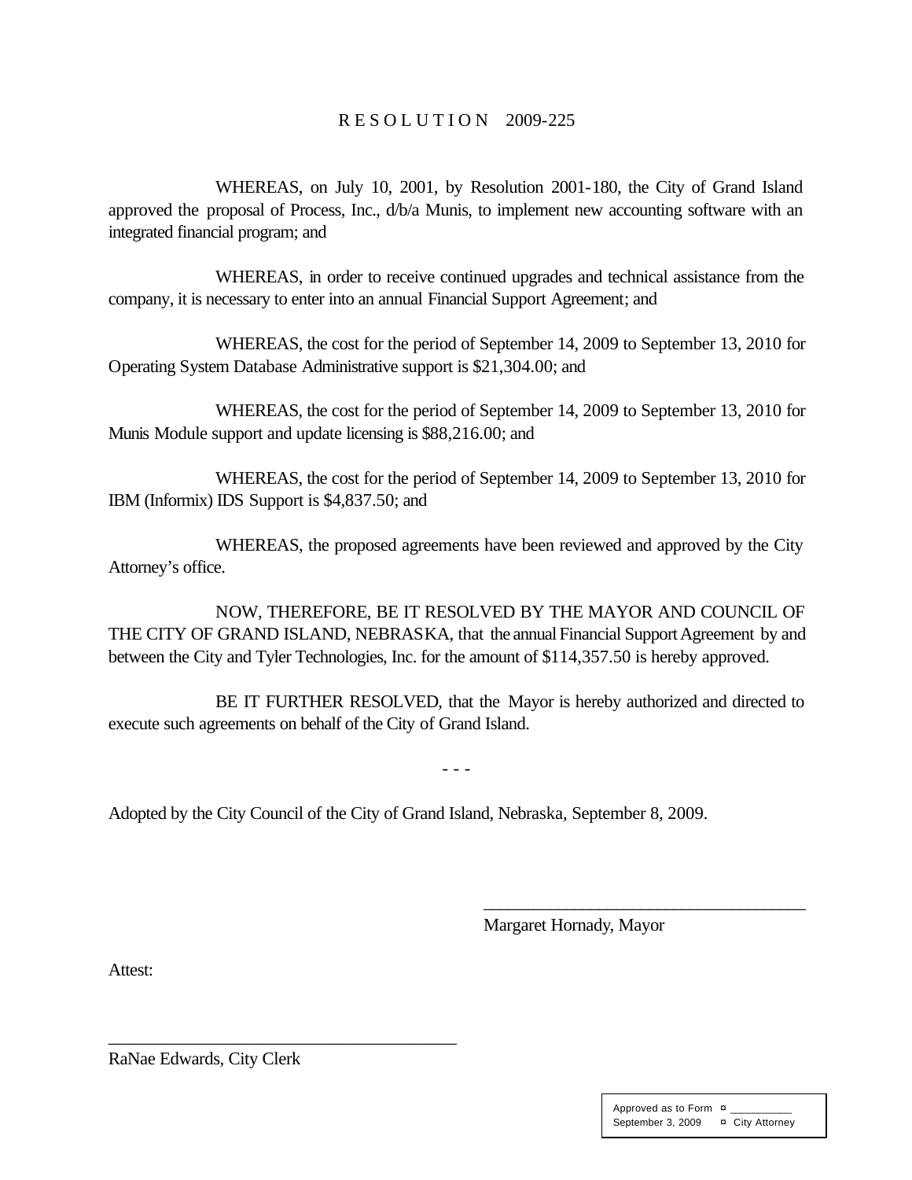# R E S O L U T I O N 2009-225

WHEREAS, on July 10, 2001, by Resolution 2001-180, the City of Grand Island approved the proposal of Process, Inc., d/b/a Munis, to implement new accounting software with an integrated financial program; and

WHEREAS, in order to receive continued upgrades and technical assistance from the company, it is necessary to enter into an annual Financial Support Agreement; and

WHEREAS, the cost for the period of September 14, 2009 to September 13, 2010 for Operating System Database Administrative support is $21,304.00; and

WHEREAS, the cost for the period of September 14, 2009 to September 13, 2010 for Munis Module support and update licensing is $88,216.00; and

WHEREAS, the cost for the period of September 14, 2009 to September 13, 2010 for IBM (Informix) IDS Support is $4,837.50; and

WHEREAS, the proposed agreements have been reviewed and approved by the City Attorney's office.

NOW, THEREFORE, BE IT RESOLVED BY THE MAYOR AND COUNCIL OF THE CITY OF GRAND ISLAND, NEBRASKA, that the annual Financial Support Agreement by and between the City and Tyler Technologies, Inc. for the amount of $114,357.50 is hereby approved.

BE IT FURTHER RESOLVED, that the Mayor is hereby authorized and directed to execute such agreements on behalf of the City of Grand Island.

- - -

Adopted by the City Council of the City of Grand Island, Nebraska, September 8, 2009.

_______________________________________
Margaret Hornady, Mayor

Attest:

_______________________________________
RaNae Edwards, City Clerk

Approved as to Form ¤ ___________
September 3, 2009 ¤ City Attorney